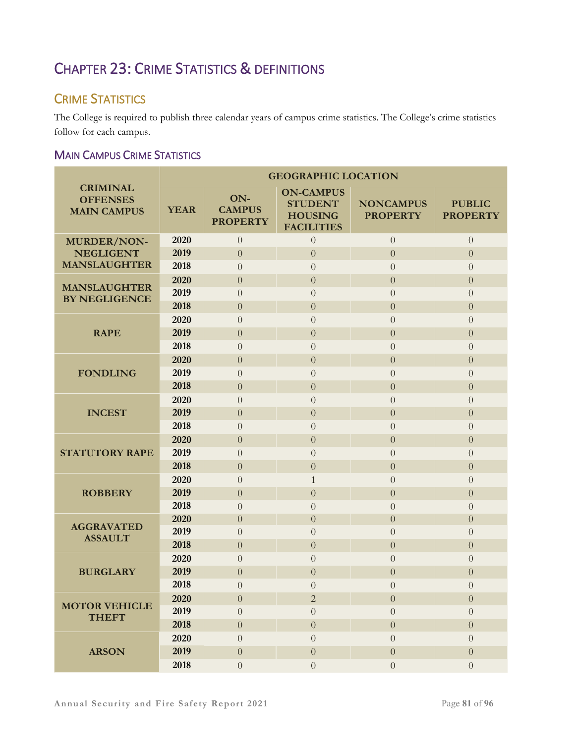# CHAPTER 23: CRIME STATISTICS & DEFINITIONS

## CRIME STATISTICS

The College is required to publish three calendar years of campus crime statistics. The College's crime statistics follow for each campus.

### MAIN CAMPUS CRIME STATISTICS

| CRIMINAL OFFENSES MAIN CAMPUS | GEOGRAPHIC LOCATION | | | | |
|---|---|---|---|---|---|
| | YEAR | ON-CAMPUS PROPERTY | ON-CAMPUS STUDENT HOUSING FACILITIES | NONCAMPUS PROPERTY | PUBLIC PROPERTY |
| MURDER/NON-NEGLIGENT MANSLAUGHTER | 2020 | 0 | 0 | 0 | 0 |
| | 2019 | 0 | 0 | 0 | 0 |
| | 2018 | 0 | 0 | 0 | 0 |
| MANSLAUGHTER BY NEGLIGENCE | 2020 | 0 | 0 | 0 | 0 |
| | 2019 | 0 | 0 | 0 | 0 |
| | 2018 | 0 | 0 | 0 | 0 |
| RAPE | 2020 | 0 | 0 | 0 | 0 |
| | 2019 | 0 | 0 | 0 | 0 |
| | 2018 | 0 | 0 | 0 | 0 |
| FONDLING | 2020 | 0 | 0 | 0 | 0 |
| | 2019 | 0 | 0 | 0 | 0 |
| | 2018 | 0 | 0 | 0 | 0 |
| INCEST | 2020 | 0 | 0 | 0 | 0 |
| | 2019 | 0 | 0 | 0 | 0 |
| | 2018 | 0 | 0 | 0 | 0 |
| STATUTORY RAPE | 2020 | 0 | 0 | 0 | 0 |
| | 2019 | 0 | 0 | 0 | 0 |
| | 2018 | 0 | 0 | 0 | 0 |
| ROBBERY | 2020 | 0 | 1 | 0 | 0 |
| | 2019 | 0 | 0 | 0 | 0 |
| | 2018 | 0 | 0 | 0 | 0 |
| AGGRAVATED ASSAULT | 2020 | 0 | 0 | 0 | 0 |
| | 2019 | 0 | 0 | 0 | 0 |
| | 2018 | 0 | 0 | 0 | 0 |
| BURGLARY | 2020 | 0 | 0 | 0 | 0 |
| | 2019 | 0 | 0 | 0 | 0 |
| | 2018 | 0 | 0 | 0 | 0 |
| MOTOR VEHICLE THEFT | 2020 | 0 | 2 | 0 | 0 |
| | 2019 | 0 | 0 | 0 | 0 |
| | 2018 | 0 | 0 | 0 | 0 |
| ARSON | 2020 | 0 | 0 | 0 | 0 |
| | 2019 | 0 | 0 | 0 | 0 |
| | 2018 | 0 | 0 | 0 | 0 |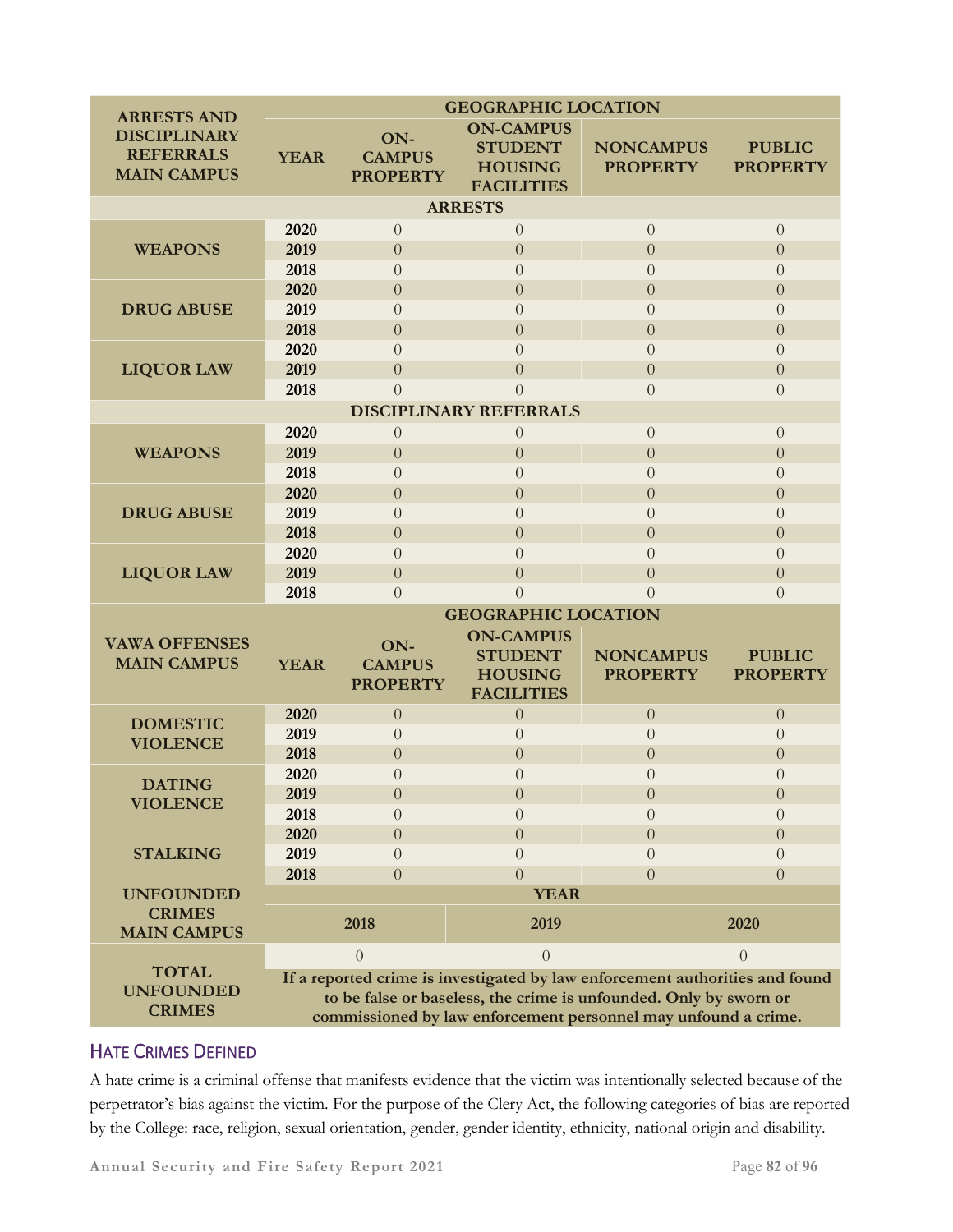| ARRESTS AND DISCIPLINARY REFERRALS MAIN CAMPUS | GEOGRAPHIC LOCATION | | | | |
|---|---|---|---|---|---|
| | YEAR | ON-CAMPUS PROPERTY | ON-CAMPUS STUDENT HOUSING FACILITIES | NONCAMPUS PROPERTY | PUBLIC PROPERTY |
| **ARRESTS** | | | | | |
| WEAPONS | 2020 | 0 | 0 | 0 | 0 |
| | 2019 | 0 | 0 | 0 | 0 |
| | 2018 | 0 | 0 | 0 | 0 |
| DRUG ABUSE | 2020 | 0 | 0 | 0 | 0 |
| | 2019 | 0 | 0 | 0 | 0 |
| | 2018 | 0 | 0 | 0 | 0 |
| LIQUOR LAW | 2020 | 0 | 0 | 0 | 0 |
| | 2019 | 0 | 0 | 0 | 0 |
| | 2018 | 0 | 0 | 0 | 0 |
| **DISCIPLINARY REFERRALS** | | | | | |
| WEAPONS | 2020 | 0 | 0 | 0 | 0 |
| | 2019 | 0 | 0 | 0 | 0 |
| | 2018 | 0 | 0 | 0 | 0 |
| DRUG ABUSE | 2020 | 0 | 0 | 0 | 0 |
| | 2019 | 0 | 0 | 0 | 0 |
| | 2018 | 0 | 0 | 0 | 0 |
| LIQUOR LAW | 2020 | 0 | 0 | 0 | 0 |
| | 2019 | 0 | 0 | 0 | 0 |
| | 2018 | 0 | 0 | 0 | 0 |

| VAWA OFFENSES MAIN CAMPUS | GEOGRAPHIC LOCATION | | | | |
|---|---|---|---|---|---|
| | YEAR | ON-CAMPUS PROPERTY | ON-CAMPUS STUDENT HOUSING FACILITIES | NONCAMPUS PROPERTY | PUBLIC PROPERTY |
| DOMESTIC VIOLENCE | 2020 | 0 | 0 | 0 | 0 |
| | 2019 | 0 | 0 | 0 | 0 |
| | 2018 | 0 | 0 | 0 | 0 |
| DATING VIOLENCE | 2020 | 0 | 0 | 0 | 0 |
| | 2019 | 0 | 0 | 0 | 0 |
| | 2018 | 0 | 0 | 0 | 0 |
| STALKING | 2020 | 0 | 0 | 0 | 0 |
| | 2019 | 0 | 0 | 0 | 0 |
| | 2018 | 0 | 0 | 0 | 0 |

| UNFOUNDED CRIMES MAIN CAMPUS | YEAR | | |
|---|---|---|---|
| | 2018 | 2019 | 2020 |
| TOTAL UNFOUNDED CRIMES | 0 | 0 | 0 |
| | If a reported crime is investigated by law enforcement authorities and found to be false or baseless, the crime is unfounded. Only by sworn or commissioned by law enforcement personnel may unfound a crime. | | |

## HATE CRIMES DEFINED

A hate crime is a criminal offense that manifests evidence that the victim was intentionally selected because of the perpetrator's bias against the victim. For the purpose of the Clery Act, the following categories of bias are reported by the College: race, religion, sexual orientation, gender, gender identity, ethnicity, national origin and disability.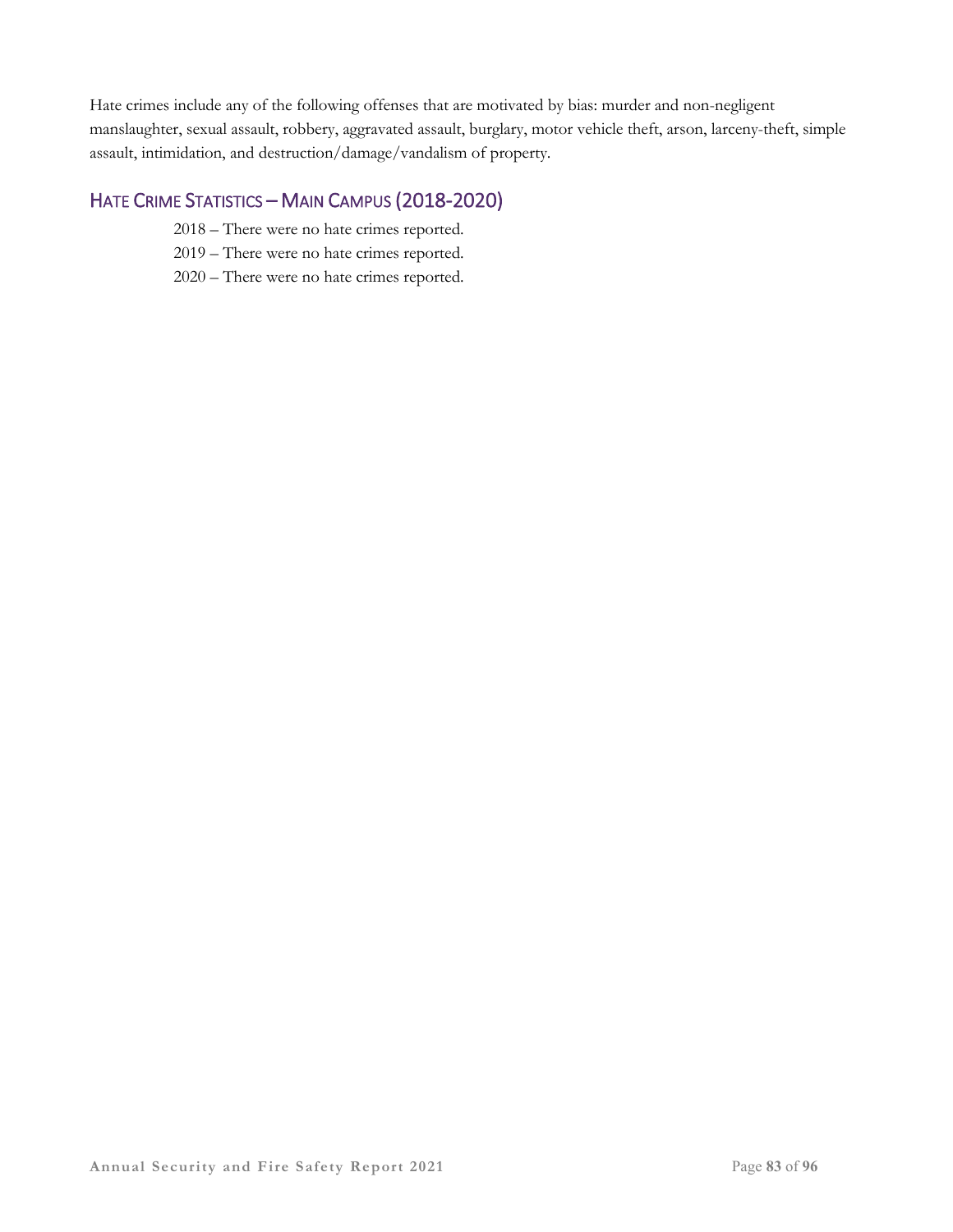Hate crimes include any of the following offenses that are motivated by bias: murder and non-negligent manslaughter, sexual assault, robbery, aggravated assault, burglary, motor vehicle theft, arson, larceny-theft, simple assault, intimidation, and destruction/damage/vandalism of property.

## Hate Crime Statistics – Main Campus (2018-2020)

2018 – There were no hate crimes reported.

2019 – There were no hate crimes reported.

2020 – There were no hate crimes reported.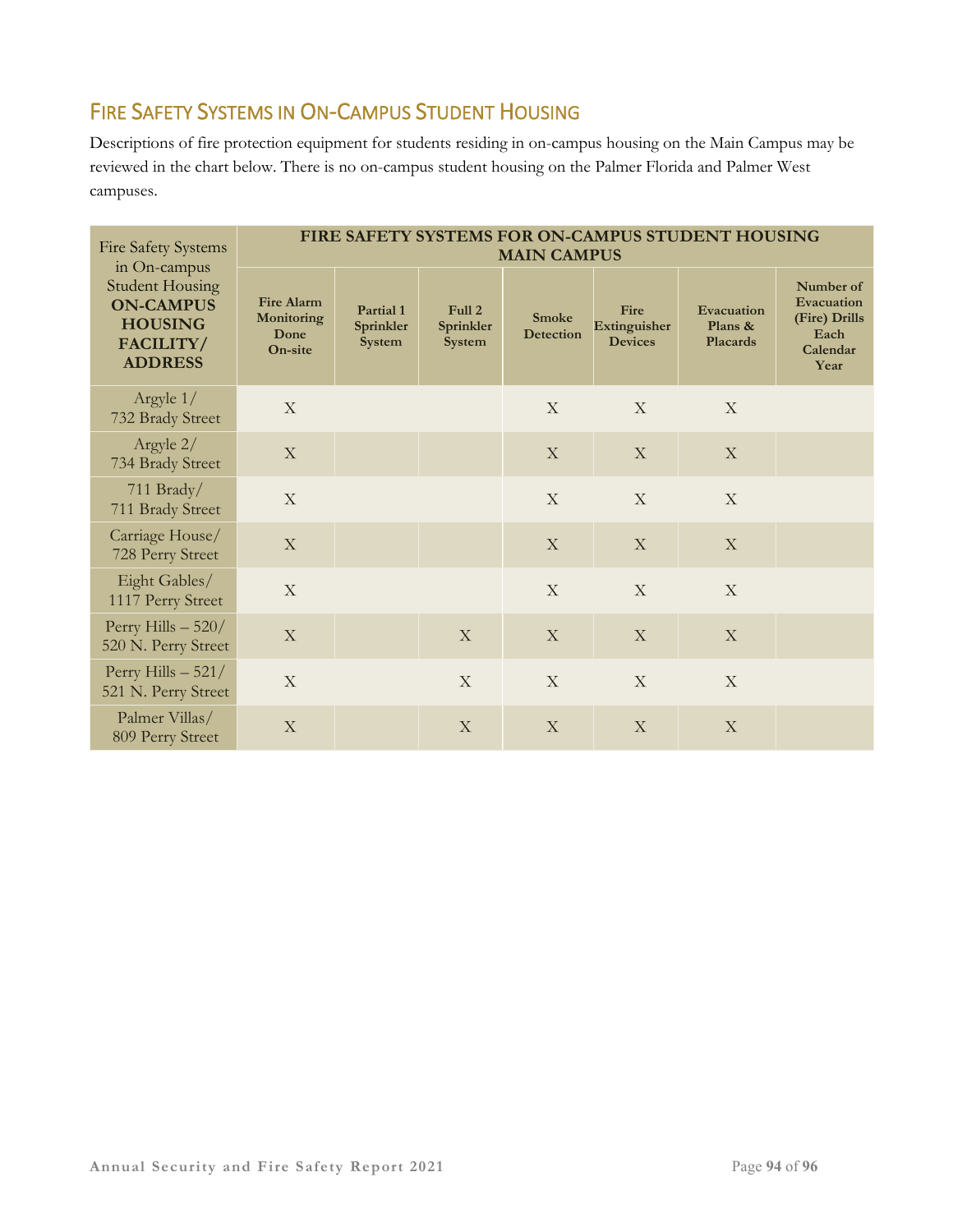## Fire Safety Systems in On-Campus Student Housing

Descriptions of fire protection equipment for students residing in on-campus housing on the Main Campus may be reviewed in the chart below. There is no on-campus student housing on the Palmer Florida and Palmer West campuses.

| Fire Safety Systems in On-campus Student Housing **ON-CAMPUS HOUSING FACILITY/ ADDRESS** | **FIRE SAFETY SYSTEMS FOR ON-CAMPUS STUDENT HOUSING MAIN CAMPUS** | | | | | | |
|---|---|---|---|---|---|---|---|
| | **Fire Alarm Monitoring Done On-site** | **Partial 1 Sprinkler System** | **Full 2 Sprinkler System** | **Smoke Detection** | **Fire Extinguisher Devices** | **Evacuation Plans & Placards** | **Number of Evacuation (Fire) Drills Each Calendar Year** |
| Argyle 1/ 732 Brady Street | X | | | X | X | X | |
| Argyle 2/ 734 Brady Street | X | | | X | X | X | |
| 711 Brady/ 711 Brady Street | X | | | X | X | X | |
| Carriage House/ 728 Perry Street | X | | | X | X | X | |
| Eight Gables/ 1117 Perry Street | X | | | X | X | X | |
| Perry Hills – 520/ 520 N. Perry Street | X | | X | X | X | X | |
| Perry Hills – 521/ 521 N. Perry Street | X | | X | X | X | X | |
| Palmer Villas/ 809 Perry Street | X | | X | X | X | X | |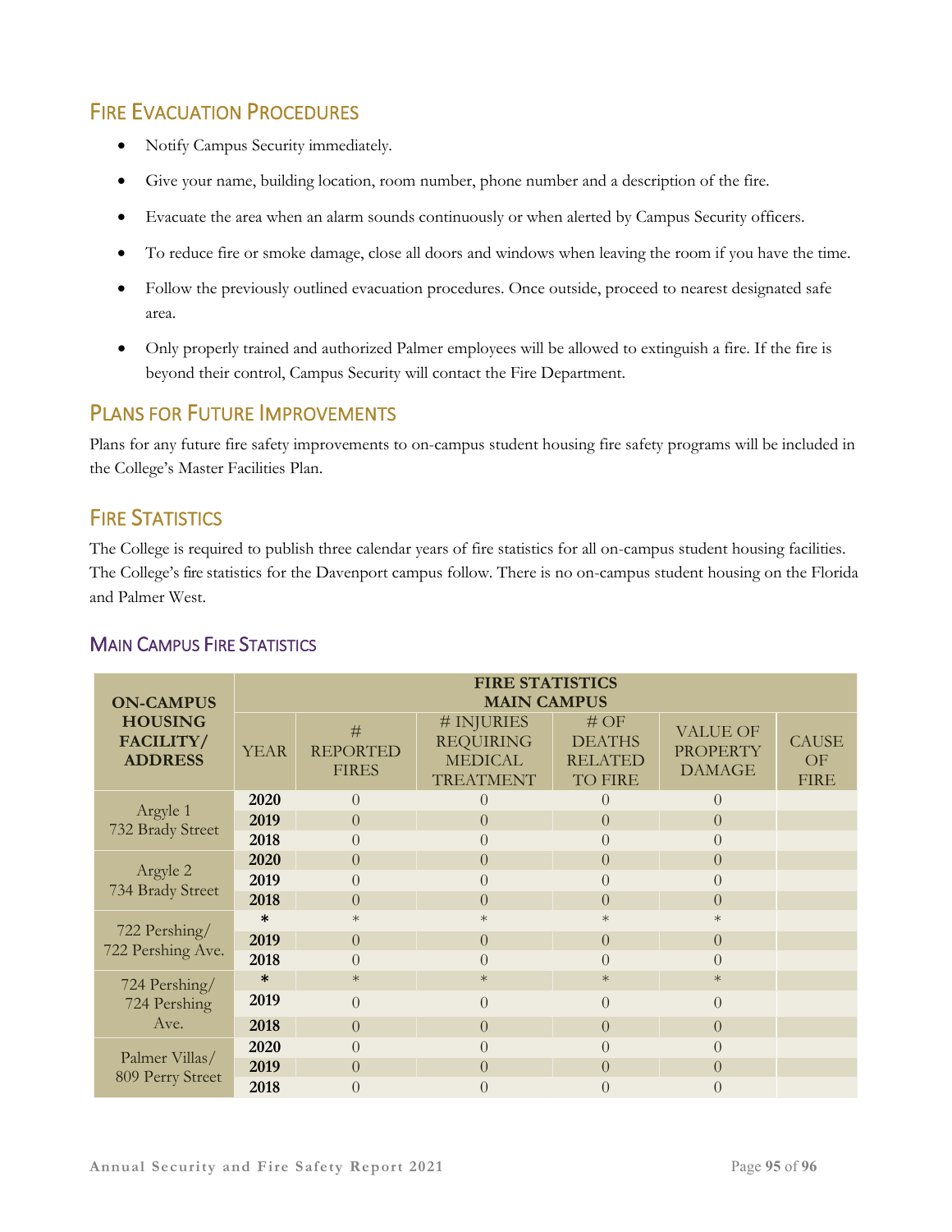## FIRE EVACUATION PROCEDURES

- Notify Campus Security immediately.
- Give your name, building location, room number, phone number and a description of the fire.
- Evacuate the area when an alarm sounds continuously or when alerted by Campus Security officers.
- To reduce fire or smoke damage, close all doors and windows when leaving the room if you have the time.
- Follow the previously outlined evacuation procedures. Once outside, proceed to nearest designated safe area.
- Only properly trained and authorized Palmer employees will be allowed to extinguish a fire. If the fire is beyond their control, Campus Security will contact the Fire Department.

## PLANS FOR FUTURE IMPROVEMENTS

Plans for any future fire safety improvements to on-campus student housing fire safety programs will be included in the College's Master Facilities Plan.

## FIRE STATISTICS

The College is required to publish three calendar years of fire statistics for all on-campus student housing facilities. The College's fire statistics for the Davenport campus follow. There is no on-campus student housing on the Florida and Palmer West.

### MAIN CAMPUS FIRE STATISTICS

| ON-CAMPUS HOUSING FACILITY/ ADDRESS | FIRE STATISTICS MAIN CAMPUS | | | | | |
|---|---|---|---|---|---|---|
| | YEAR | # REPORTED FIRES | # INJURIES REQUIRING MEDICAL TREATMENT | # OF DEATHS RELATED TO FIRE | VALUE OF PROPERTY DAMAGE | CAUSE OF FIRE |
| Argyle 1 732 Brady Street | 2020 | 0 | 0 | 0 | 0 | |
| | 2019 | 0 | 0 | 0 | 0 | |
| | 2018 | 0 | 0 | 0 | 0 | |
| Argyle 2 734 Brady Street | 2020 | 0 | 0 | 0 | 0 | |
| | 2019 | 0 | 0 | 0 | 0 | |
| | 2018 | 0 | 0 | 0 | 0 | |
| 722 Pershing/ 722 Pershing Ave. | * | * | * | * | * | |
| | 2019 | 0 | 0 | 0 | 0 | |
| | 2018 | 0 | 0 | 0 | 0 | |
| 724 Pershing/ 724 Pershing Ave. | * | * | * | * | * | |
| | 2019 | 0 | 0 | 0 | 0 | |
| | 2018 | 0 | 0 | 0 | 0 | |
| Palmer Villas/ 809 Perry Street | 2020 | 0 | 0 | 0 | 0 | |
| | 2019 | 0 | 0 | 0 | 0 | |
| | 2018 | 0 | 0 | 0 | 0 | |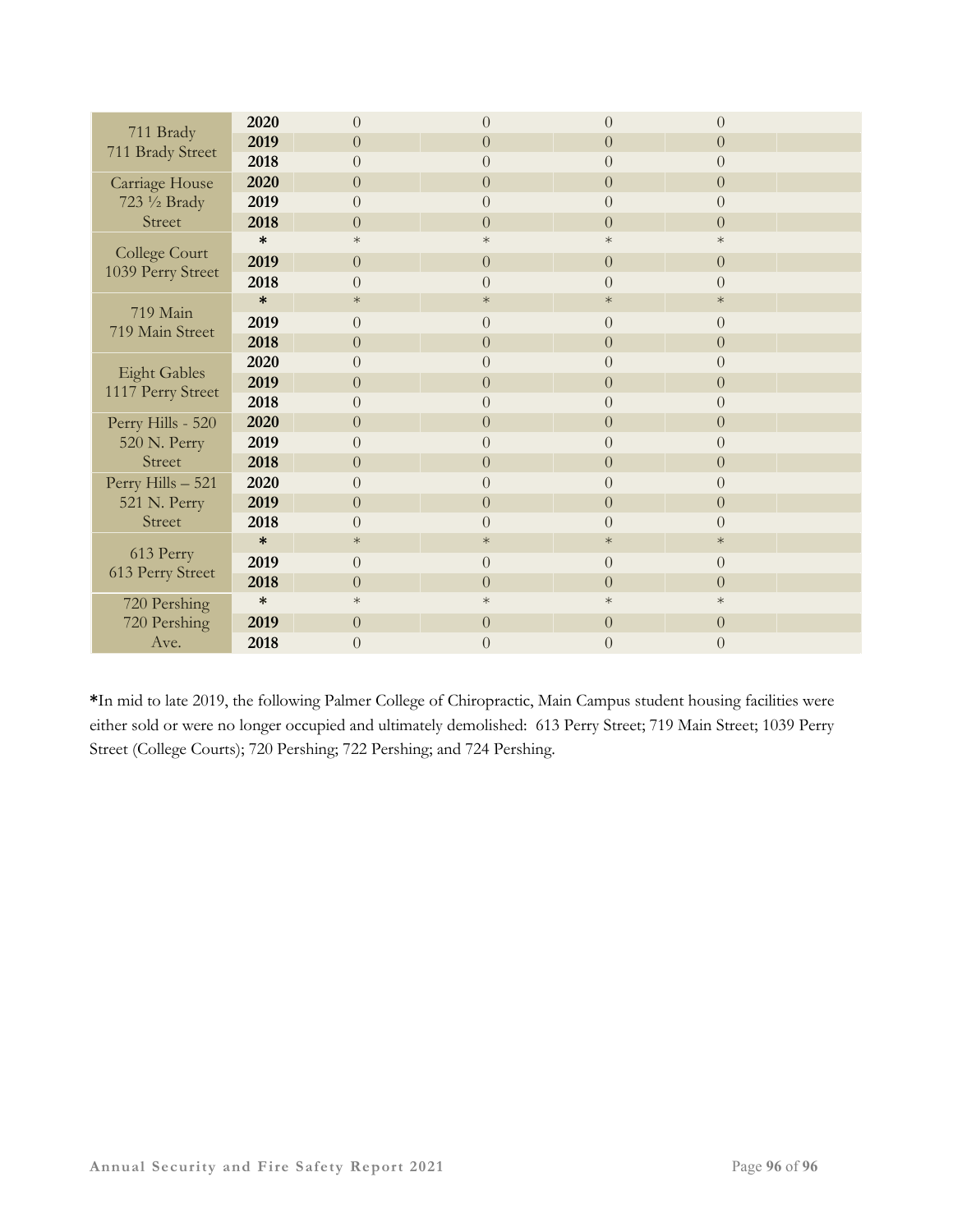| | | | | | | |
|---|---|---|---|---|---|---|
| 711 Brady 711 Brady Street | 2020 | 0 | 0 | 0 | 0 | |
| | 2019 | 0 | 0 | 0 | 0 | |
| | 2018 | 0 | 0 | 0 | 0 | |
| Carriage House 723 ½ Brady Street | 2020 | 0 | 0 | 0 | 0 | |
| | 2019 | 0 | 0 | 0 | 0 | |
| | 2018 | 0 | 0 | 0 | 0 | |
| College Court 1039 Perry Street | * | * | * | * | * | |
| | 2019 | 0 | 0 | 0 | 0 | |
| | 2018 | 0 | 0 | 0 | 0 | |
| 719 Main 719 Main Street | * | * | * | * | * | |
| | 2019 | 0 | 0 | 0 | 0 | |
| | 2018 | 0 | 0 | 0 | 0 | |
| Eight Gables 1117 Perry Street | 2020 | 0 | 0 | 0 | 0 | |
| | 2019 | 0 | 0 | 0 | 0 | |
| | 2018 | 0 | 0 | 0 | 0 | |
| Perry Hills - 520 520 N. Perry Street | 2020 | 0 | 0 | 0 | 0 | |
| | 2019 | 0 | 0 | 0 | 0 | |
| | 2018 | 0 | 0 | 0 | 0 | |
| Perry Hills – 521 521 N. Perry Street | 2020 | 0 | 0 | 0 | 0 | |
| | 2019 | 0 | 0 | 0 | 0 | |
| | 2018 | 0 | 0 | 0 | 0 | |
| 613 Perry 613 Perry Street | * | * | * | * | * | |
| | 2019 | 0 | 0 | 0 | 0 | |
| | 2018 | 0 | 0 | 0 | 0 | |
| 720 Pershing 720 Pershing Ave. | * | * | * | * | * | |
| | 2019 | 0 | 0 | 0 | 0 | |
| | 2018 | 0 | 0 | 0 | 0 | |

**\***In mid to late 2019, the following Palmer College of Chiropractic, Main Campus student housing facilities were either sold or were no longer occupied and ultimately demolished: 613 Perry Street; 719 Main Street; 1039 Perry Street (College Courts); 720 Pershing; 722 Pershing; and 724 Pershing.